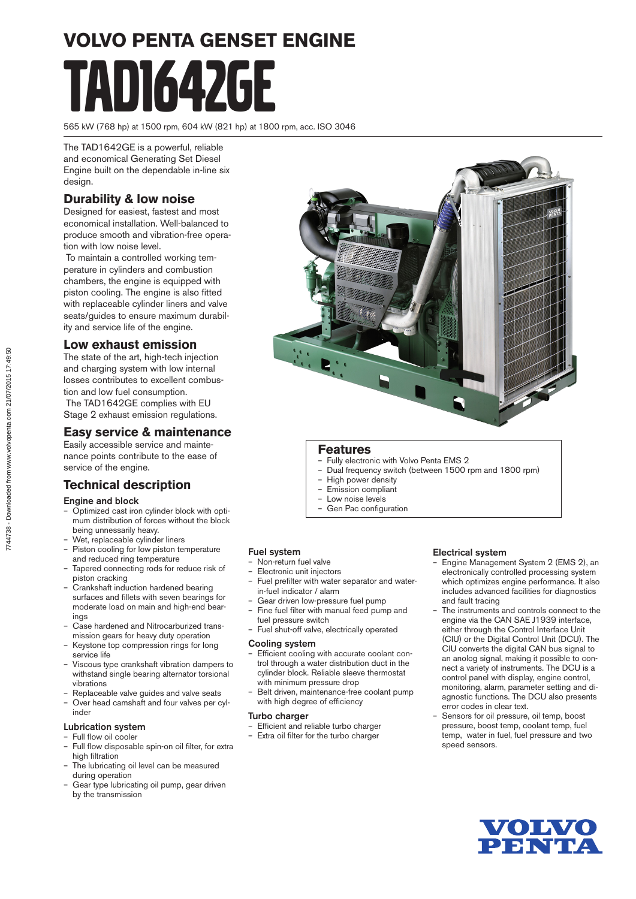# VOLVO PENTA GENSET ENGINE

# TAD1642GE

565 kW (768 hp) at 1500 rpm, 604 kW (821 hp) at 1800 rpm, acc. ISO 3046

The TAD1642GE is a powerful, reliable and economical Generating Set Diesel Engine built on the dependable in-line six design.

## Durability & low noise

Designed for easiest, fastest and most economical installation. Well-balanced to produce smooth and vibration-free operation with low noise level.

To maintain a controlled working temperature in cylinders and combustion chambers, the engine is equipped with piston cooling. The engine is also fitted with replaceable cylinder liners and valve seats/guides to ensure maximum durability and service life of the engine.

## Low exhaust emission

The state of the art, high-tech injection and charging system with low internal losses contributes to excellent combustion and low fuel consumption.

The TAD1642GE complies with EU Stage 2 exhaust emission regulations.

## Easy service & maintenance

Easily accessible service and maintenance points contribute to the ease of service of the engine.

## Features

- Fully electronic with Volvo Penta EMS 2
- Dual frequency switch (between 1500 rpm and 1800 rpm)
- High power density
- Emission compliant
- Low noise levels
- Gen Pac configuration

## Technical description

### Engine and block

- Optimized cast iron cylinder block with optimum distribution of forces without the block being unnessarily heavy.
- Wet, replaceable cylinder liners
- Piston cooling for low piston temperature and reduced ring temperature
- Tapered connecting rods for reduce risk of piston cracking
- Crankshaft induction hardened bearing surfaces and fillets with seven bearings for moderate load on main and high-end bearings
- Case hardened and Nitrocarburized transmission gears for heavy duty operation
- Keystone top compression rings for long service life
- Viscous type crankshaft vibration dampers to withstand single bearing alternator torsional vibrations
- Replaceable valve guides and valve seats
- Over head camshaft and four valves per cylinder

### Lubrication system

- Full flow oil cooler
- Full flow disposable spin-on oil filter, for extra high filtration
- The lubricating oil level can be measured during operation
- Gear type lubricating oil pump, gear driven by the transmission

### Fuel system

- Non-return fuel valve
- Electronic unit injectors
- Fuel prefilter with water separator and water-in-fuel indicator / alarm
- Gear driven low-pressure fuel pump
- Fine fuel filter with manual feed pump and fuel pressure switch
- Fuel shut-off valve, electrically operated

### Cooling system

- Efficient cooling with accurate coolant control through a water distribution duct in the cylinder block. Reliable sleeve thermostat with minimum pressure drop
- Belt driven, maintenance-free coolant pump with high degree of efficiency

### Turbo charger

- Efficient and reliable turbo charger
- Extra oil filter for the turbo charger

### Electrical system

- Engine Management System 2 (EMS 2), an electronically controlled processing system which optimizes engine performance. It also includes advanced facilities for diagnostics and fault tracing
- The instruments and controls connect to the engine via the CAN SAE J1939 interface, either through the Control Interface Unit (CIU) or the Digital Control Unit (DCU). The CIU converts the digital CAN bus signal to an anolog signal, making it possible to connect a variety of instruments. The DCU is a control panel with display, engine control, monitoring, alarm, parameter setting and diagnostic functions. The DCU also presents error codes in clear text.
- Sensors for oil pressure, oil temp, boost pressure, boost temp, coolant temp, fuel temp, water in fuel, fuel pressure and two speed sensors.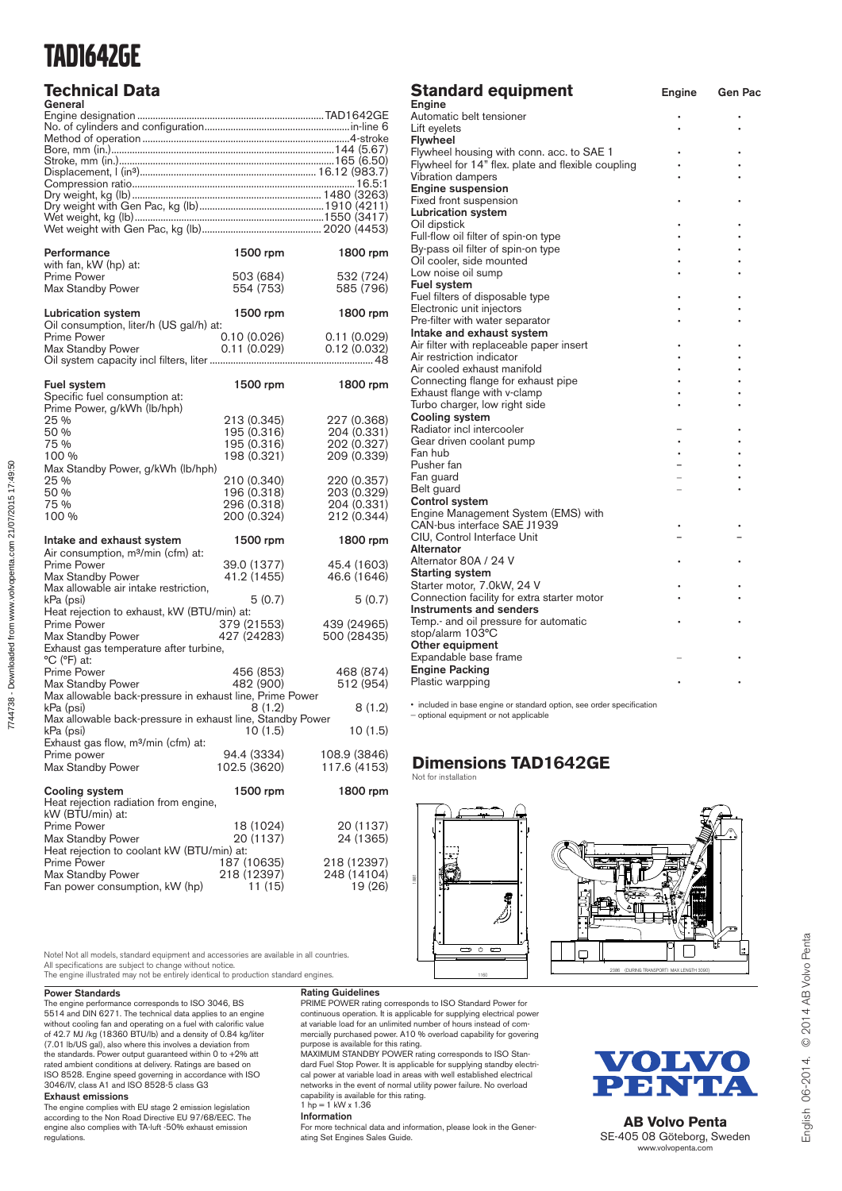# TAD1642GE

## Technical Data

### General

| | |
|---|---|
| Engine designation | TAD1642GE |
| No. of cylinders and configuration | in-line 6 |
| Method of operation | 4-stroke |
| Bore, mm (in.) | 144 (5.67) |
| Stroke, mm (in.) | 165 (6.50) |
| Displacement, l (in³) | 16.12 (983.7) |
| Compression ratio | 16.5:1 |
| Dry weight, kg (lb) | 1480 (3263) |
| Dry weight with Gen Pac, kg (lb) | 1910 (4211) |
| Wet weight, kg (lb) | 1550 (3417) |
| Wet weight with Gen Pac, kg (lb) | 2020 (4453) |

| Performance | 1500 rpm | 1800 rpm |
|---|---|---|
| with fan, kW (hp) at: | | |
| Prime Power | 503 (684) | 532 (724) |
| Max Standby Power | 554 (753) | 585 (796) |

| Lubrication system | 1500 rpm | 1800 rpm |
|---|---|---|
| Oil consumption, liter/h (US gal/h) at: | | |
| Prime Power | 0.10 (0.026) | 0.11 (0.029) |
| Max Standby Power | 0.11 (0.029) | 0.12 (0.032) |
| Oil system capacity incl filters, liter | | 48 |

| Fuel system | 1500 rpm | 1800 rpm |
|---|---|---|
| Specific fuel consumption at: | | |
| Prime Power, g/kWh (lb/hph) | | |
| 25 % | 213 (0.345) | 227 (0.368) |
| 50 % | 195 (0.316) | 204 (0.331) |
| 75 % | 195 (0.316) | 202 (0.327) |
| 100 % | 198 (0.321) | 209 (0.339) |
| Max Standby Power, g/kWh (lb/hph) | | |
| 25 % | 210 (0.340) | 220 (0.357) |
| 50 % | 196 (0.318) | 203 (0.329) |
| 75 % | 296 (0.318) | 204 (0.331) |
| 100 % | 200 (0.324) | 212 (0.344) |

| Intake and exhaust system | 1500 rpm | 1800 rpm |
|---|---|---|
| Air consumption, m³/min (cfm) at: | | |
| Prime Power | 39.0 (1377) | 45.4 (1603) |
| Max Standby Power | 41.2 (1455) | 46.6 (1646) |
| Max allowable air intake restriction, kPa (psi) | 5 (0.7) | 5 (0.7) |
| Heat rejection to exhaust, kW (BTU/min) at: | | |
| Prime Power | 379 (21553) | 439 (24965) |
| Max Standby Power | 427 (24283) | 500 (28435) |
| Exhaust gas temperature after turbine, °C (°F) at: | | |
| Prime Power | 456 (853) | 468 (874) |
| Max Standby Power | 482 (900) | 512 (954) |
| Max allowable back-pressure in exhaust line, Prime Power kPa (psi) | 8 (1.2) | 8 (1.2) |
| Max allowable back-pressure in exhaust line, Standby Power kPa (psi) | 10 (1.5) | 10 (1.5) |
| Exhaust gas flow, m³/min (cfm) at: | | |
| Prime power | 94.4 (3334) | 108.9 (3846) |
| Max Standby Power | 102.5 (3620) | 117.6 (4153) |

| Cooling system | 1500 rpm | 1800 rpm |
|---|---|---|
| Heat rejection radiation from engine, kW (BTU/min) at: | | |
| Prime Power | 18 (1024) | 20 (1137) |
| Max Standby Power | 20 (1137) | 24 (1365) |
| Heat rejection to coolant kW (BTU/min) at: | | |
| Prime Power | 187 (10635) | 218 (12397) |
| Max Standby Power | 218 (12397) | 248 (14104) |
| Fan power consumption, kW (hp) | 11 (15) | 19 (26) |

## Standard equipment

| | Engine | Gen Pac |
|---|---|---|
| **Engine** | | |
| Automatic belt tensioner | • | • |
| Lift eyelets | • | • |
| **Flywheel** | | |
| Flywheel housing with conn. acc. to SAE 1 | • | • |
| Flywheel for 14" flex. plate and flexible coupling | • | • |
| Vibration dampers | • | • |
| **Engine suspension** | | |
| Fixed front suspension | • | • |
| **Lubrication system** | | |
| Oil dipstick | • | • |
| Full-flow oil filter of spin-on type | • | • |
| By-pass oil filter of spin-on type | • | • |
| Oil cooler, side mounted | • | • |
| Low noise oil sump | • | • |
| **Fuel system** | | |
| Fuel filters of disposable type | • | • |
| Electronic unit injectors | • | • |
| Pre-filter with water separator | • | • |
| **Intake and exhaust system** | | |
| Air filter with replaceable paper insert | • | • |
| Air restriction indicator | • | • |
| Air cooled exhaust manifold | • | • |
| Connecting flange for exhaust pipe | • | • |
| Exhaust flange with v-clamp | • | • |
| Turbo charger, low right side | • | • |
| **Cooling system** | | |
| Radiator incl intercooler | – | • |
| Gear driven coolant pump | • | • |
| Fan hub | • | • |
| Pusher fan | – | • |
| Fan guard | – | • |
| Belt guard | – | • |
| **Control system** | | |
| Engine Management System (EMS) with CAN-bus interface SAE J1939 | • | • |
| CIU, Control Interface Unit | – | – |
| **Alternator** | | |
| Alternator 80A / 24 V | • | • |
| **Starting system** | | |
| Starter motor, 7.0kW, 24 V | • | • |
| Connection facility for extra starter motor | • | • |
| **Instruments and senders** | | |
| Temp.- and oil pressure for automatic stop/alarm 103°C | • | • |
| **Other equipment** | | |
| Expandable base frame | – | • |
| **Engine Packing** | | |
| Plastic warpping | • | • |

• included in base engine or standard option, see order specification
– optional equipment or not applicable

## Dimensions TAD1642GE

Not for installation

1881

1160

2386 (DURING TRANSPORT) MAX LENGTH 3090)

Note! Not all models, standard equipment and accessories are available in all countries.
All specifications are subject to change without notice.
The engine illustrated may not be entirely identical to production standard engines.

### Power Standards

The engine performance corresponds to ISO 3046, BS 5514 and DIN 6271. The technical data applies to an engine without cooling fan and operating on a fuel with calorific value of 42.7 MJ /kg (18360 BTU/lb) and a density of 0.84 kg/liter (7.01 lb/US gal), also where this involves a deviation from the standards. Power output guaranteed within 0 to +2% att rated ambient conditions at delivery. Ratings are based on ISO 8528. Engine speed governing in accordance with ISO 3046/IV, class A1 and ISO 8528-5 class G3

### Exhaust emissions

The engine complies with EU stage 2 emission legislation according to the Non Road Directive EU 97/68/EEC. The engine also complies with TA-luft -50% emission regulations.

### Rating Guidelines

PRIME POWER rating corresponds to ISO Standard Power for continuous operation. It is applicable for supplying electrical power at variable load for an unlimited number of hours instead of commercially purchased power. A10 % overload capability for governing purpose is available for this rating.
MAXIMUM STANDBY POWER rating corresponds to ISO Standard Fuel Stop Power. It is applicable for supplying standby electrical power at variable load in areas with well established electrical networks in the event of normal utility power failure. No overload capability is available for this rating.
1 hp = 1 kW x 1.36

### Information

For more technical data and information, please look in the Generating Set Engines Sales Guide.

VOLVO PENTA

**AB Volvo Penta**
SE-405 08 Göteborg, Sweden
www.volvopenta.com

English 06-2014. © 2014 AB Volvo Penta

7744738 - Downloaded from www.volvopenta.com 21/07/2015 17:49:50